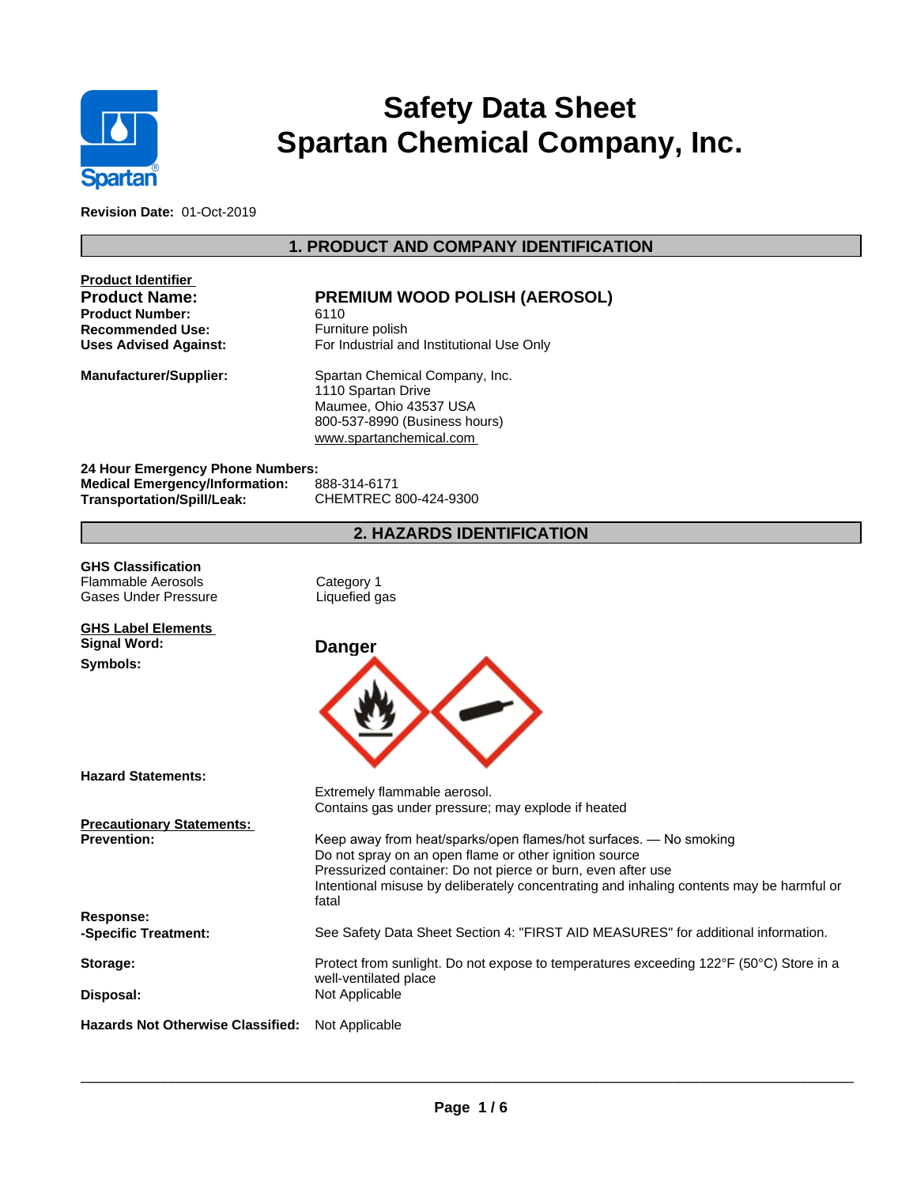# Safety Data Sheet
# Spartan Chemical Company, Inc.

**Revision Date:** 01-Oct-2019

## 1. PRODUCT AND COMPANY IDENTIFICATION

**Product Identifier**

| | |
|---|---|
| **Product Name:** | **PREMIUM WOOD POLISH (AEROSOL)** |
| **Product Number:** | 6110 |
| **Recommended Use:** | Furniture polish |
| **Uses Advised Against:** | For Industrial and Institutional Use Only |
| **Manufacturer/Supplier:** | Spartan Chemical Company, Inc.<br>1110 Spartan Drive<br>Maumee, Ohio 43537 USA<br>800-537-8990 (Business hours)<br>www.spartanchemical.com |

**24 Hour Emergency Phone Numbers:**

| | |
|---|---|
| **Medical Emergency/Information:** | 888-314-6171 |
| **Transportation/Spill/Leak:** | CHEMTREC 800-424-9300 |

## 2. HAZARDS IDENTIFICATION

**GHS Classification**

| | |
|---|---|
| Flammable Aerosols | Category 1 |
| Gases Under Pressure | Liquefied gas |

**GHS Label Elements**

**Signal Word:** **Danger**

**Symbols:**

**Hazard Statements:**

Extremely flammable aerosol.
Contains gas under pressure; may explode if heated

**Precautionary Statements:**

**Prevention:**

Keep away from heat/sparks/open flames/hot surfaces. — No smoking
Do not spray on an open flame or other ignition source
Pressurized container: Do not pierce or burn, even after use
Intentional misuse by deliberately concentrating and inhaling contents may be harmful or fatal

**Response:**

**-Specific Treatment:** See Safety Data Sheet Section 4: "FIRST AID MEASURES" for additional information.

**Storage:** Protect from sunlight. Do not expose to temperatures exceeding 122°F (50°C) Store in a well-ventilated place

**Disposal:** Not Applicable

**Hazards Not Otherwise Classified:** Not Applicable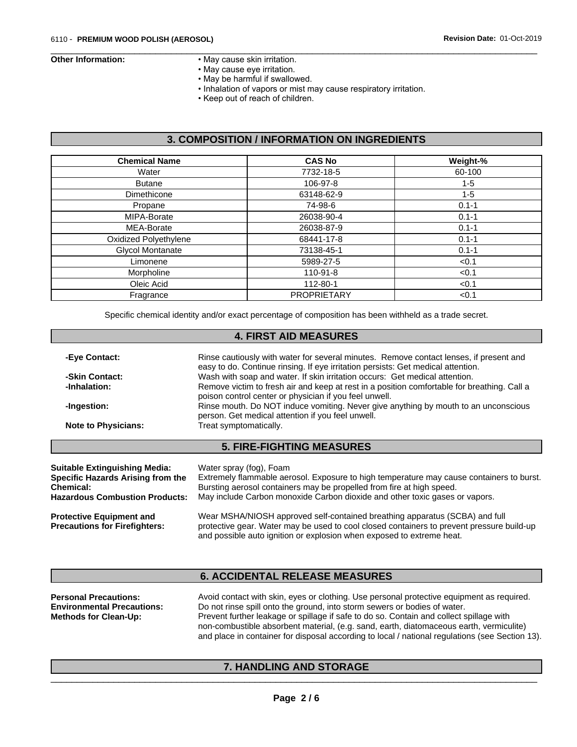**Other Information:**
- May cause skin irritation.
- May cause eye irritation.
- May be harmful if swallowed.
- Inhalation of vapors or mist may cause respiratory irritation.
- Keep out of reach of children.

## 3. COMPOSITION / INFORMATION ON INGREDIENTS

| Chemical Name | CAS No | Weight-% |
|---|---|---|
| Water | 7732-18-5 | 60-100 |
| Butane | 106-97-8 | 1-5 |
| Dimethicone | 63148-62-9 | 1-5 |
| Propane | 74-98-6 | 0.1-1 |
| MIPA-Borate | 26038-90-4 | 0.1-1 |
| MEA-Borate | 26038-87-9 | 0.1-1 |
| Oxidized Polyethylene | 68441-17-8 | 0.1-1 |
| Glycol Montanate | 73138-45-1 | 0.1-1 |
| Limonene | 5989-27-5 | <0.1 |
| Morpholine | 110-91-8 | <0.1 |
| Oleic Acid | 112-80-1 | <0.1 |
| Fragrance | PROPRIETARY | <0.1 |

Specific chemical identity and/or exact percentage of composition has been withheld as a trade secret.

## 4. FIRST AID MEASURES

**-Eye Contact:** Rinse cautiously with water for several minutes. Remove contact lenses, if present and easy to do. Continue rinsing. If eye irritation persists: Get medical attention.

**-Skin Contact:** Wash with soap and water. If skin irritation occurs: Get medical attention.

**-Inhalation:** Remove victim to fresh air and keep at rest in a position comfortable for breathing. Call a poison control center or physician if you feel unwell.

**-Ingestion:** Rinse mouth. Do NOT induce vomiting. Never give anything by mouth to an unconscious person. Get medical attention if you feel unwell.

**Note to Physicians:** Treat symptomatically.

## 5. FIRE-FIGHTING MEASURES

**Suitable Extinguishing Media:** Water spray (fog), Foam

**Specific Hazards Arising from the Chemical:** Extremely flammable aerosol. Exposure to high temperature may cause containers to burst. Bursting aerosol containers may be propelled from fire at high speed.

**Hazardous Combustion Products:** May include Carbon monoxide Carbon dioxide and other toxic gases or vapors.

**Protective Equipment and Precautions for Firefighters:** Wear MSHA/NIOSH approved self-contained breathing apparatus (SCBA) and full protective gear. Water may be used to cool closed containers to prevent pressure build-up and possible auto ignition or explosion when exposed to extreme heat.

## 6. ACCIDENTAL RELEASE MEASURES

**Personal Precautions:** Avoid contact with skin, eyes or clothing. Use personal protective equipment as required.

**Environmental Precautions:** Do not rinse spill onto the ground, into storm sewers or bodies of water.

**Methods for Clean-Up:** Prevent further leakage or spillage if safe to do so. Contain and collect spillage with non-combustible absorbent material, (e.g. sand, earth, diatomaceous earth, vermiculite) and place in container for disposal according to local / national regulations (see Section 13).

## 7. HANDLING AND STORAGE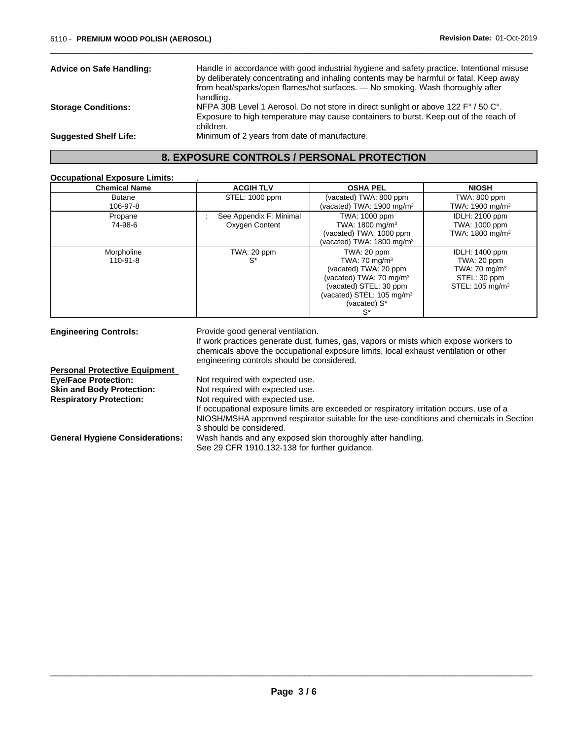**Advice on Safe Handling:** Handle in accordance with good industrial hygiene and safety practice. Intentional misuse by deliberately concentrating and inhaling contents may be harmful or fatal. Keep away from heat/sparks/open flames/hot surfaces. — No smoking. Wash thoroughly after handling.

**Storage Conditions:** NFPA 30B Level 1 Aerosol. Do not store in direct sunlight or above 122 F° / 50 C°. Exposure to high temperature may cause containers to burst. Keep out of the reach of children.

**Suggested Shelf Life:** Minimum of 2 years from date of manufacture.

## 8. EXPOSURE CONTROLS / PERSONAL PROTECTION

**Occupational Exposure Limits:** .

| Chemical Name | ACGIH TLV | OSHA PEL | NIOSH |
|---|---|---|---|
| Butane<br>106-97-8 | STEL: 1000 ppm | (vacated) TWA: 800 ppm<br>(vacated) TWA: 1900 mg/m³ | TWA: 800 ppm<br>TWA: 1900 mg/m³ |
| Propane<br>74-98-6 | : See Appendix F: Minimal Oxygen Content | TWA: 1000 ppm<br>TWA: 1800 mg/m³<br>(vacated) TWA: 1000 ppm<br>(vacated) TWA: 1800 mg/m³ | IDLH: 2100 ppm<br>TWA: 1000 ppm<br>TWA: 1800 mg/m³ |
| Morpholine<br>110-91-8 | TWA: 20 ppm<br>S* | TWA: 20 ppm<br>TWA: 70 mg/m³<br>(vacated) TWA: 20 ppm<br>(vacated) TWA: 70 mg/m³<br>(vacated) STEL: 30 ppm<br>(vacated) STEL: 105 mg/m³<br>(vacated) S*<br>S* | IDLH: 1400 ppm<br>TWA: 20 ppm<br>TWA: 70 mg/m³<br>STEL: 30 ppm<br>STEL: 105 mg/m³ |

**Engineering Controls:** Provide good general ventilation.
If work practices generate dust, fumes, gas, vapors or mists which expose workers to chemicals above the occupational exposure limits, local exhaust ventilation or other engineering controls should be considered.

**Personal Protective Equipment**

**Eye/Face Protection:** Not required with expected use.

**Skin and Body Protection:** Not required with expected use.

**Respiratory Protection:** Not required with expected use.
If occupational exposure limits are exceeded or respiratory irritation occurs, use of a NIOSH/MSHA approved respirator suitable for the use-conditions and chemicals in Section 3 should be considered.

**General Hygiene Considerations:** Wash hands and any exposed skin thoroughly after handling.
See 29 CFR 1910.132-138 for further guidance.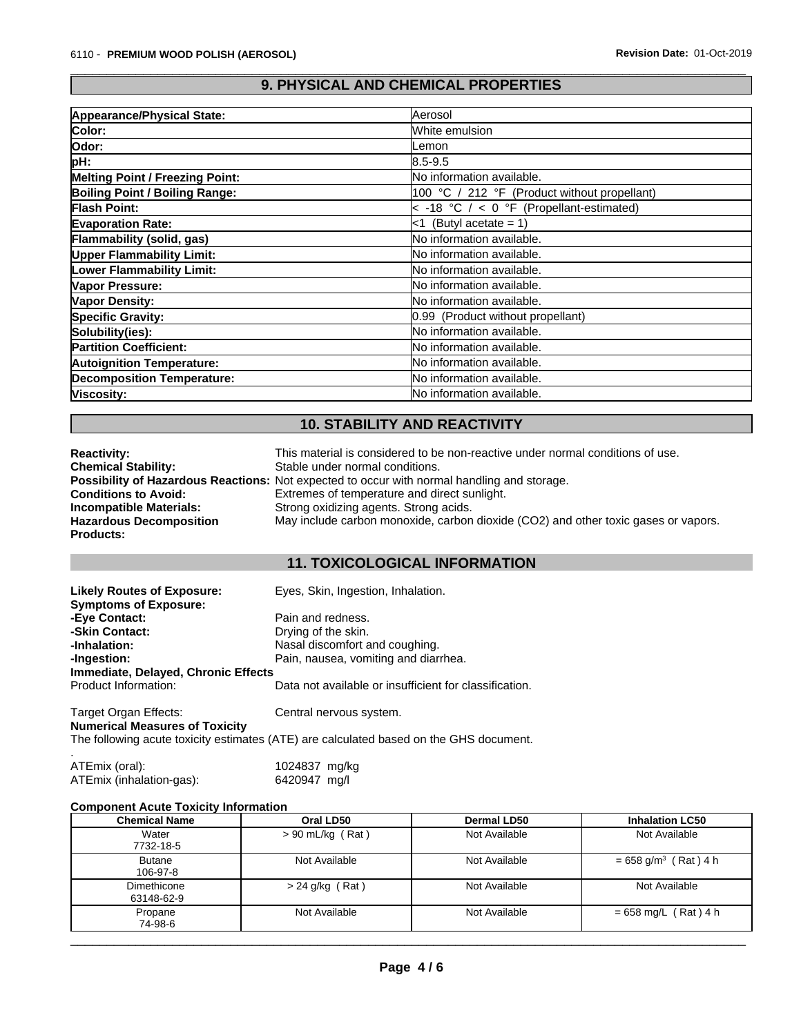## 9. PHYSICAL AND CHEMICAL PROPERTIES

| | |
|---|---|
| **Appearance/Physical State:** | Aerosol |
| **Color:** | White emulsion |
| **Odor:** | Lemon |
| **pH:** | 8.5-9.5 |
| **Melting Point / Freezing Point:** | No information available. |
| **Boiling Point / Boiling Range:** | 100 °C / 212 °F (Product without propellant) |
| **Flash Point:** | < -18 °C / < 0 °F (Propellant-estimated) |
| **Evaporation Rate:** | <1 (Butyl acetate = 1) |
| **Flammability (solid, gas)** | No information available. |
| **Upper Flammability Limit:** | No information available. |
| **Lower Flammability Limit:** | No information available. |
| **Vapor Pressure:** | No information available. |
| **Vapor Density:** | No information available. |
| **Specific Gravity:** | 0.99 (Product without propellant) |
| **Solubility(ies):** | No information available. |
| **Partition Coefficient:** | No information available. |
| **Autoignition Temperature:** | No information available. |
| **Decomposition Temperature:** | No information available. |
| **Viscosity:** | No information available. |

## 10. STABILITY AND REACTIVITY

**Reactivity:** This material is considered to be non-reactive under normal conditions of use.
**Chemical Stability:** Stable under normal conditions.
**Possibility of Hazardous Reactions:** Not expected to occur with normal handling and storage.
**Conditions to Avoid:** Extremes of temperature and direct sunlight.
**Incompatible Materials:** Strong oxidizing agents. Strong acids.
**Hazardous Decomposition Products:** May include carbon monoxide, carbon dioxide ($CO_2$) and other toxic gases or vapors.

## 11. TOXICOLOGICAL INFORMATION

**Likely Routes of Exposure:** Eyes, Skin, Ingestion, Inhalation.
**Symptoms of Exposure:**
**-Eye Contact:** Pain and redness.
**-Skin Contact:** Drying of the skin.
**-Inhalation:** Nasal discomfort and coughing.
**-Ingestion:** Pain, nausea, vomiting and diarrhea.

**Immediate, Delayed, Chronic Effects**
Product Information: Data not available or insufficient for classification.

Target Organ Effects: Central nervous system.

**Numerical Measures of Toxicity**
The following acute toxicity estimates (ATE) are calculated based on the GHS document.
.
ATEmix (oral): 1024837 mg/kg
ATEmix (inhalation-gas): 6420947 mg/l

**Component Acute Toxicity Information**

| Chemical Name | Oral LD50 | Dermal LD50 | Inhalation LC50 |
|---|---|---|---|
| Water<br>7732-18-5 | > 90 mL/kg ( Rat ) | Not Available | Not Available |
| Butane<br>106-97-8 | Not Available | Not Available | = 658 g/m$^3$ ( Rat ) 4 h |
| Dimethicone<br>63148-62-9 | > 24 g/kg ( Rat ) | Not Available | Not Available |
| Propane<br>74-98-6 | Not Available | Not Available | = 658 mg/L ( Rat ) 4 h |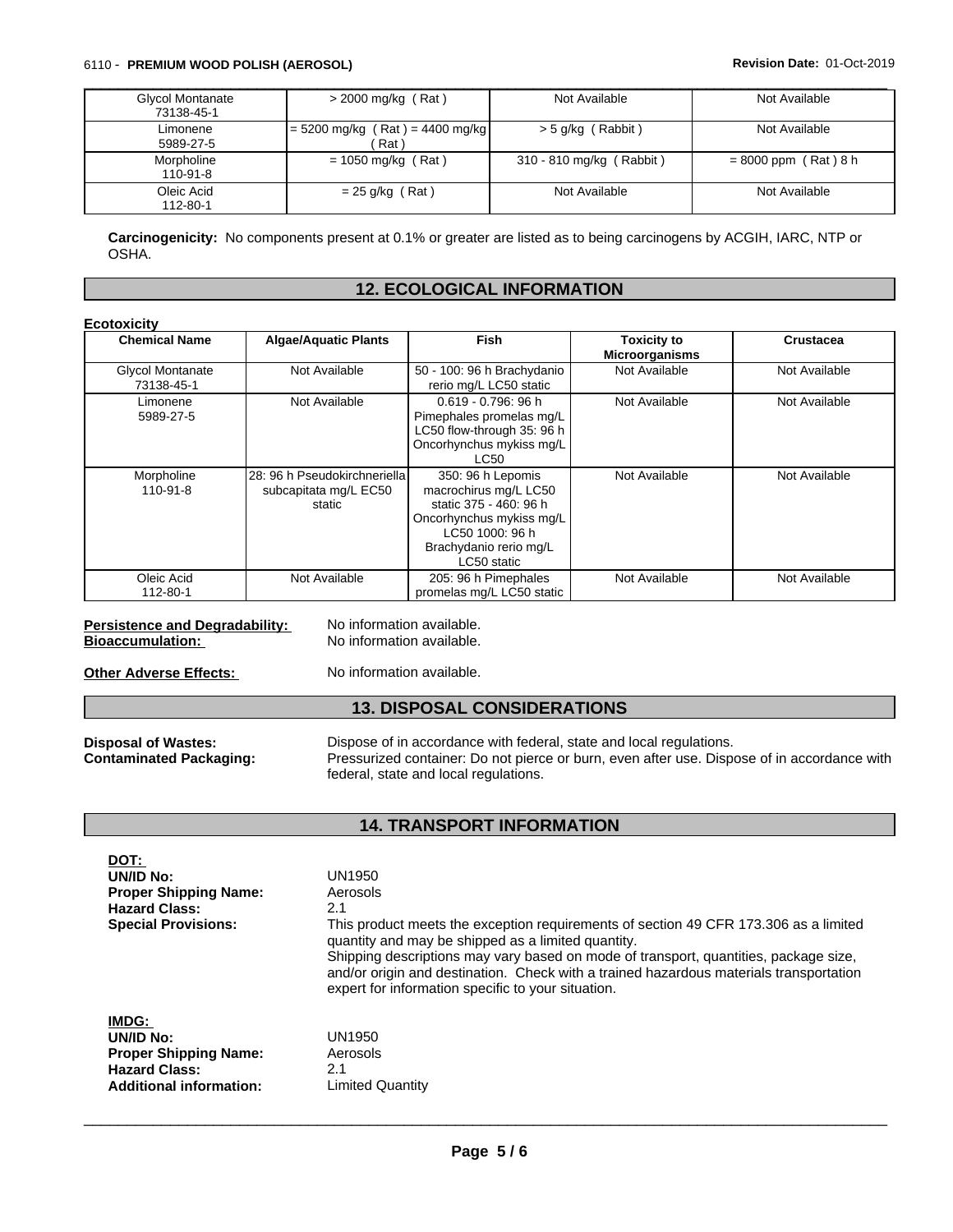| Glycol Montanate<br>73138-45-1 | > 2000 mg/kg ( Rat ) | Not Available | Not Available |
|---|---|---|---|
| Limonene<br>5989-27-5 | = 5200 mg/kg ( Rat ) = 4400 mg/kg ( Rat ) | > 5 g/kg ( Rabbit ) | Not Available |
| Morpholine<br>110-91-8 | = 1050 mg/kg ( Rat ) | 310 - 810 mg/kg ( Rabbit ) | = 8000 ppm ( Rat ) 8 h |
| Oleic Acid<br>112-80-1 | = 25 g/kg ( Rat ) | Not Available | Not Available |

**Carcinogenicity:** No components present at 0.1% or greater are listed as to being carcinogens by ACGIH, IARC, NTP or OSHA.

## 12. ECOLOGICAL INFORMATION

**Ecotoxicity**

| Chemical Name | Algae/Aquatic Plants | Fish | Toxicity to Microorganisms | Crustacea |
|---|---|---|---|---|
| Glycol Montanate<br>73138-45-1 | Not Available | 50 - 100: 96 h Brachydanio rerio mg/L LC50 static | Not Available | Not Available |
| Limonene<br>5989-27-5 | Not Available | 0.619 - 0.796: 96 h Pimephales promelas mg/L LC50 flow-through 35: 96 h Oncorhynchus mykiss mg/L LC50 | Not Available | Not Available |
| Morpholine<br>110-91-8 | 28: 96 h Pseudokirchneriella subcapitata mg/L EC50 static | 350: 96 h Lepomis macrochirus mg/L LC50 static 375 - 460: 96 h Oncorhynchus mykiss mg/L LC50 1000: 96 h Brachydanio rerio mg/L LC50 static | Not Available | Not Available |
| Oleic Acid<br>112-80-1 | Not Available | 205: 96 h Pimephales promelas mg/L LC50 static | Not Available | Not Available |

**Persistence and Degradability:** No information available.
**Bioaccumulation:** No information available.

**Other Adverse Effects:** No information available.

## 13. DISPOSAL CONSIDERATIONS

**Disposal of Wastes:** Dispose of in accordance with federal, state and local regulations.
**Contaminated Packaging:** Pressurized container: Do not pierce or burn, even after use. Dispose of in accordance with federal, state and local regulations.

## 14. TRANSPORT INFORMATION

**DOT:**
**UN/ID No:** UN1950
**Proper Shipping Name:** Aerosols
**Hazard Class:** 2.1
**Special Provisions:** This product meets the exception requirements of section 49 CFR 173.306 as a limited quantity and may be shipped as a limited quantity.
Shipping descriptions may vary based on mode of transport, quantities, package size, and/or origin and destination. Check with a trained hazardous materials transportation expert for information specific to your situation.

**IMDG:**
**UN/ID No:** UN1950
**Proper Shipping Name:** Aerosols
**Hazard Class:** 2.1
**Additional information:** Limited Quantity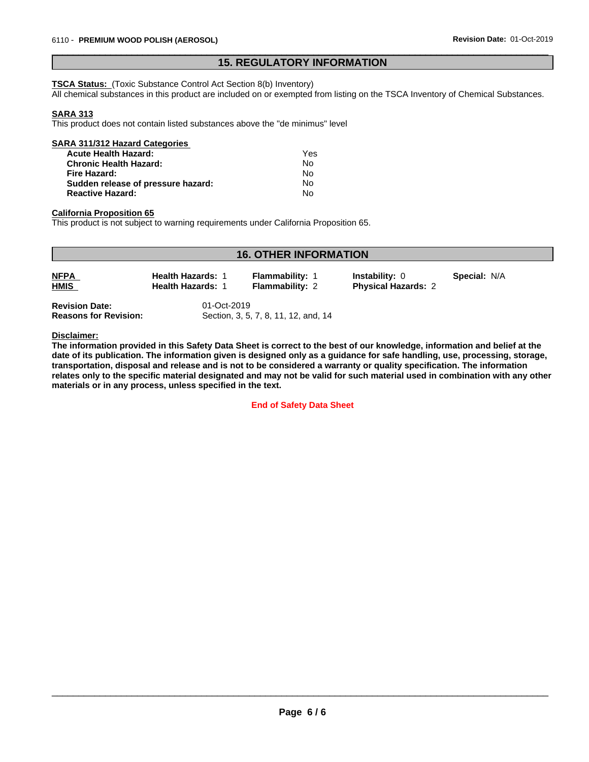## 15. REGULATORY INFORMATION

**TSCA Status:** (Toxic Substance Control Act Section 8(b) Inventory)
All chemical substances in this product are included on or exempted from listing on the TSCA Inventory of Chemical Substances.

**SARA 313**
This product does not contain listed substances above the "de minimus" level

**SARA 311/312 Hazard Categories**

| | |
|---|---|
| **Acute Health Hazard:** | Yes |
| **Chronic Health Hazard:** | No |
| **Fire Hazard:** | No |
| **Sudden release of pressure hazard:** | No |
| **Reactive Hazard:** | No |

**California Proposition 65**
This product is not subject to warning requirements under California Proposition 65.

## 16. OTHER INFORMATION

| | | | | |
|---|---|---|---|---|
| **NFPA** | **Health Hazards:** 1 | **Flammability:** 1 | **Instability:** 0 | **Special:** N/A |
| **HMIS** | **Health Hazards:** 1 | **Flammability:** 2 | **Physical Hazards:** 2 | |

**Revision Date:** 01-Oct-2019
**Reasons for Revision:** Section, 3, 5, 7, 8, 11, 12, and, 14

**Disclaimer:**
**The information provided in this Safety Data Sheet is correct to the best of our knowledge, information and belief at the date of its publication. The information given is designed only as a guidance for safe handling, use, processing, storage, transportation, disposal and release and is not to be considered a warranty or quality specification. The information relates only to the specific material designated and may not be valid for such material used in combination with any other materials or in any process, unless specified in the text.**

**End of Safety Data Sheet**